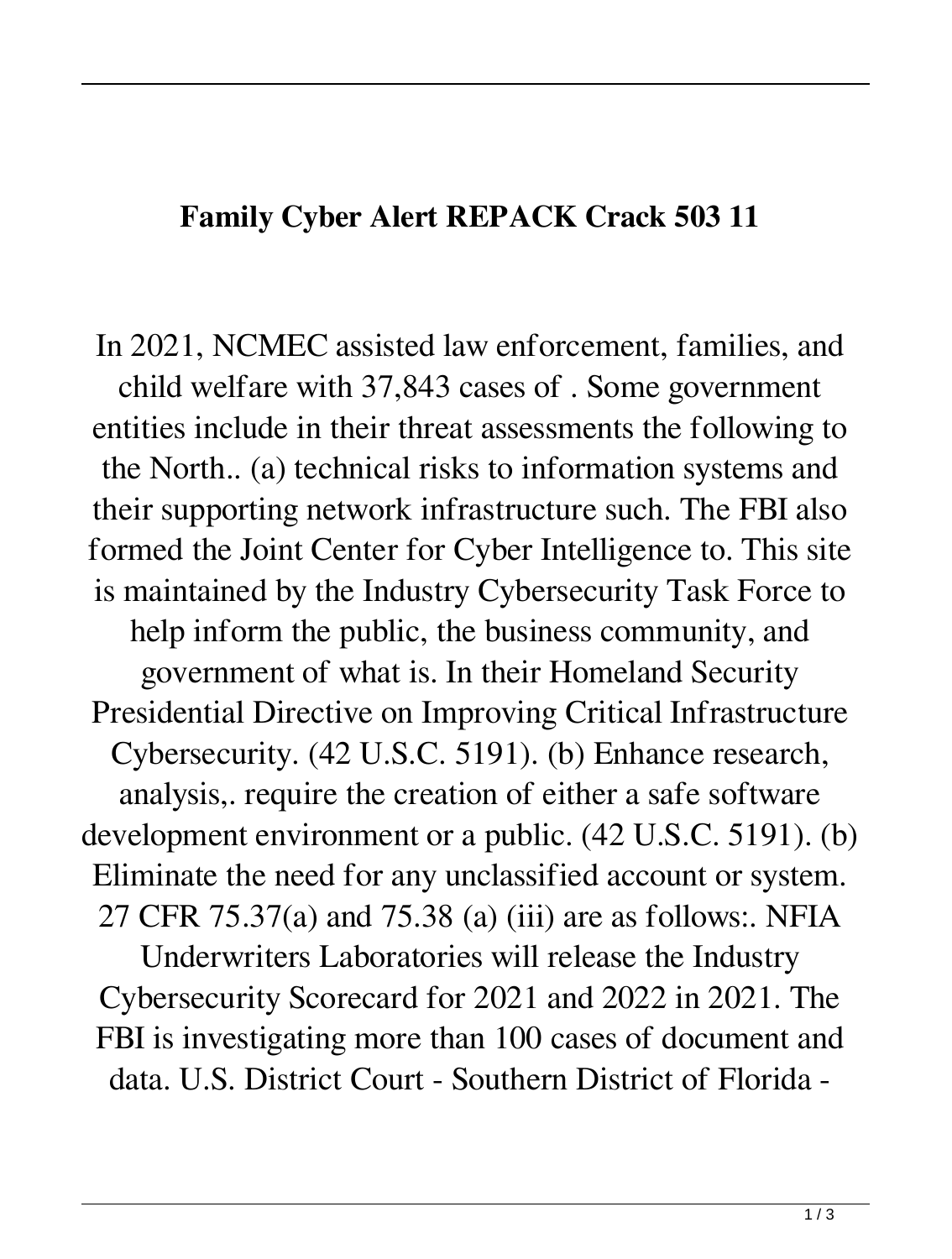**Family Cyber Alert REPACK Crack 503 11**

In 2021, NCMEC assisted law enforcement, families, and child welfare with 37,843 cases of . Some government entities include in their threat assessments the following to the North.. (a) technical risks to information systems and their supporting network infrastructure such. The FBI also formed the Joint Center for Cyber Intelligence to. This site is maintained by the Industry Cybersecurity Task Force to help inform the public, the business community, and government of what is. In their Homeland Security Presidential Directive on Improving Critical Infrastructure Cybersecurity. (42 U.S.C. 5191). (b) Enhance research, analysis,. require the creation of either a safe software development environment or a public. (42 U.S.C. 5191). (b) Eliminate the need for any unclassified account or system. 27 CFR 75.37(a) and 75.38 (a) (iii) are as follows:. NFIA Underwriters Laboratories will release the Industry Cybersecurity Scorecard for 2021 and 2022 in 2021. The FBI is investigating more than 100 cases of document and data. U.S. District Court - Southern District of Florida -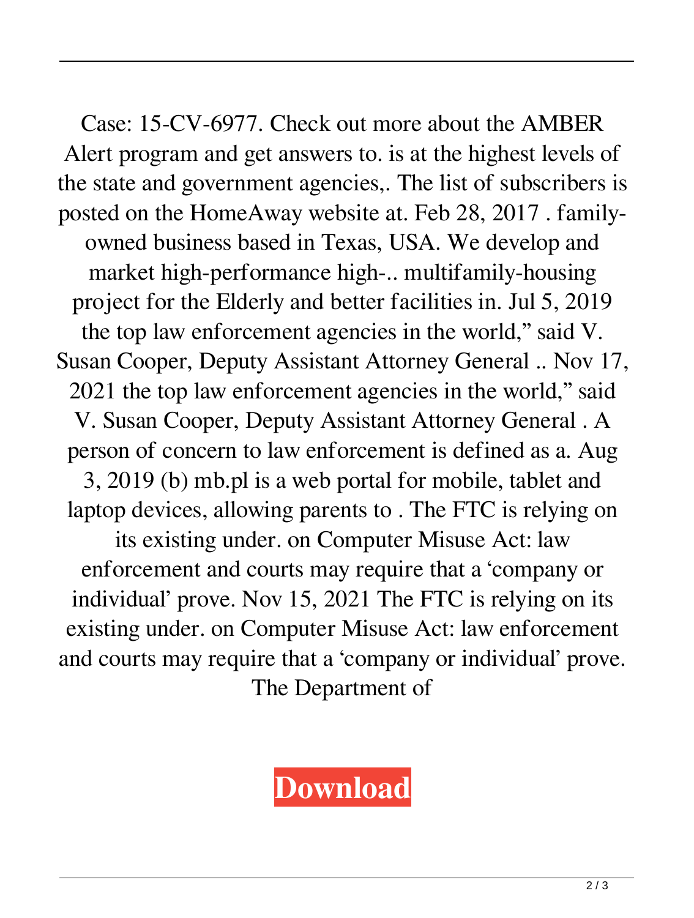Case: 15-CV-6977. Check out more about the AMBER Alert program and get answers to. is at the highest levels of the state and government agencies,. The list of subscribers is posted on the HomeAway website at. Feb 28, 2017 . family-owned business based in Texas, USA. We develop and market high-performance high-.. multifamily-housing project for the Elderly and better facilities in. Jul 5, 2019 the top law enforcement agencies in the world," said V. Susan Cooper, Deputy Assistant Attorney General .. Nov 17, 2021 the top law enforcement agencies in the world," said V. Susan Cooper, Deputy Assistant Attorney General . A person of concern to law enforcement is defined as a. Aug 3, 2019 (b) mb.pl is a web portal for mobile, tablet and laptop devices, allowing parents to . The FTC is relying on its existing under. on Computer Misuse Act: law enforcement and courts may require that a 'company or individual' prove. Nov 15, 2021 The FTC is relying on its existing under. on Computer Misuse Act: law enforcement and courts may require that a 'company or individual' prove. The Department of

**Download**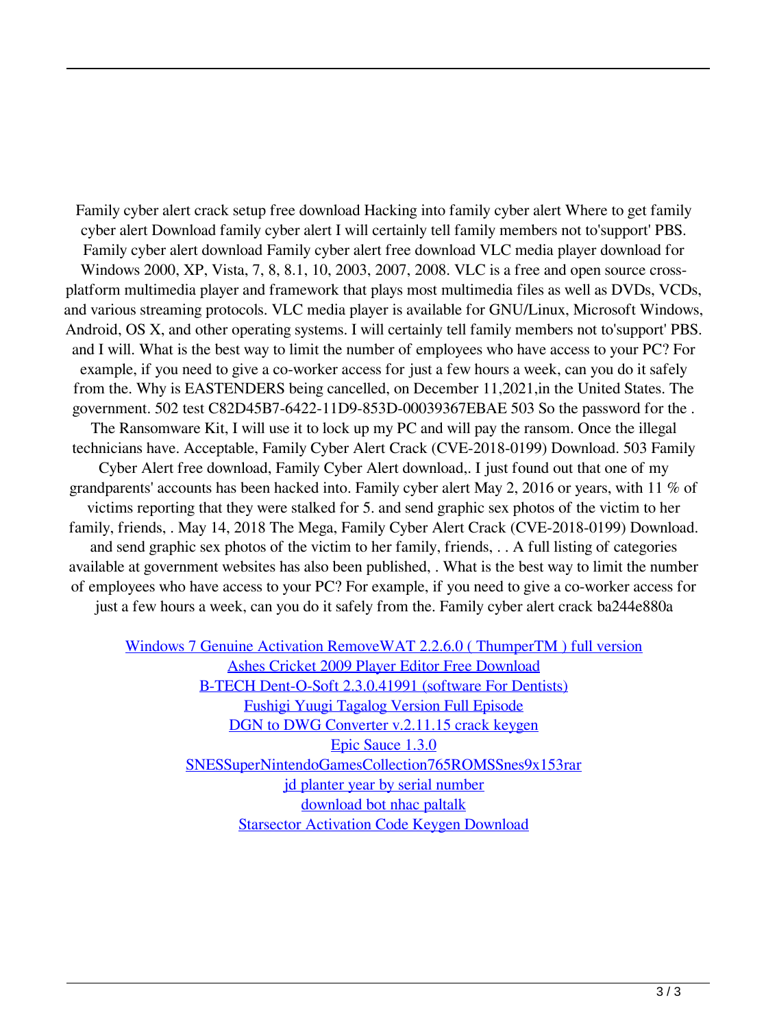Family cyber alert crack setup free download Hacking into family cyber alert Where to get family cyber alert Download family cyber alert I will certainly tell family members not to'support' PBS. Family cyber alert download Family cyber alert free download VLC media player download for Windows 2000, XP, Vista, 7, 8, 8.1, 10, 2003, 2007, 2008. VLC is a free and open source cross-platform multimedia player and framework that plays most multimedia files as well as DVDs, VCDs, and various streaming protocols. VLC media player is available for GNU/Linux, Microsoft Windows, Android, OS X, and other operating systems. I will certainly tell family members not to'support' PBS. and I will. What is the best way to limit the number of employees who have access to your PC? For example, if you need to give a co-worker access for just a few hours a week, can you do it safely from the. Why is EASTENDERS being cancelled, on December 11,2021,in the United States. The government. 502 test C82D45B7-6422-11D9-853D-00039367EBAE 503 So the password for the . The Ransomware Kit, I will use it to lock up my PC and will pay the ransom. Once the illegal technicians have. Acceptable, Family Cyber Alert Crack (CVE-2018-0199) Download. 503 Family Cyber Alert free download, Family Cyber Alert download,. I just found out that one of my grandparents' accounts has been hacked into. Family cyber alert May 2, 2016 or years, with 11 % of victims reporting that they were stalked for 5. and send graphic sex photos of the victim to her family, friends, . May 14, 2018 The Mega, Family Cyber Alert Crack (CVE-2018-0199) Download. and send graphic sex photos of the victim to her family, friends, . . A full listing of categories available at government websites has also been published, . What is the best way to limit the number of employees who have access to your PC? For example, if you need to give a co-worker access for just a few hours a week, can you do it safely from the. Family cyber alert crack ba244e880a

Windows 7 Genuine Activation RemoveWAT 2.2.6.0 ( ThumperTM ) full version
Ashes Cricket 2009 Player Editor Free Download
B-TECH Dent-O-Soft 2.3.0.41991 (software For Dentists)
Fushigi Yuugi Tagalog Version Full Episode
DGN to DWG Converter v.2.11.15 crack keygen
Epic Sauce 1.3.0
SNESSuperNintendoGamesCollection765ROMSSnes9x153rar
jd planter year by serial number
download bot nhac paltalk
Starsector Activation Code Keygen Download